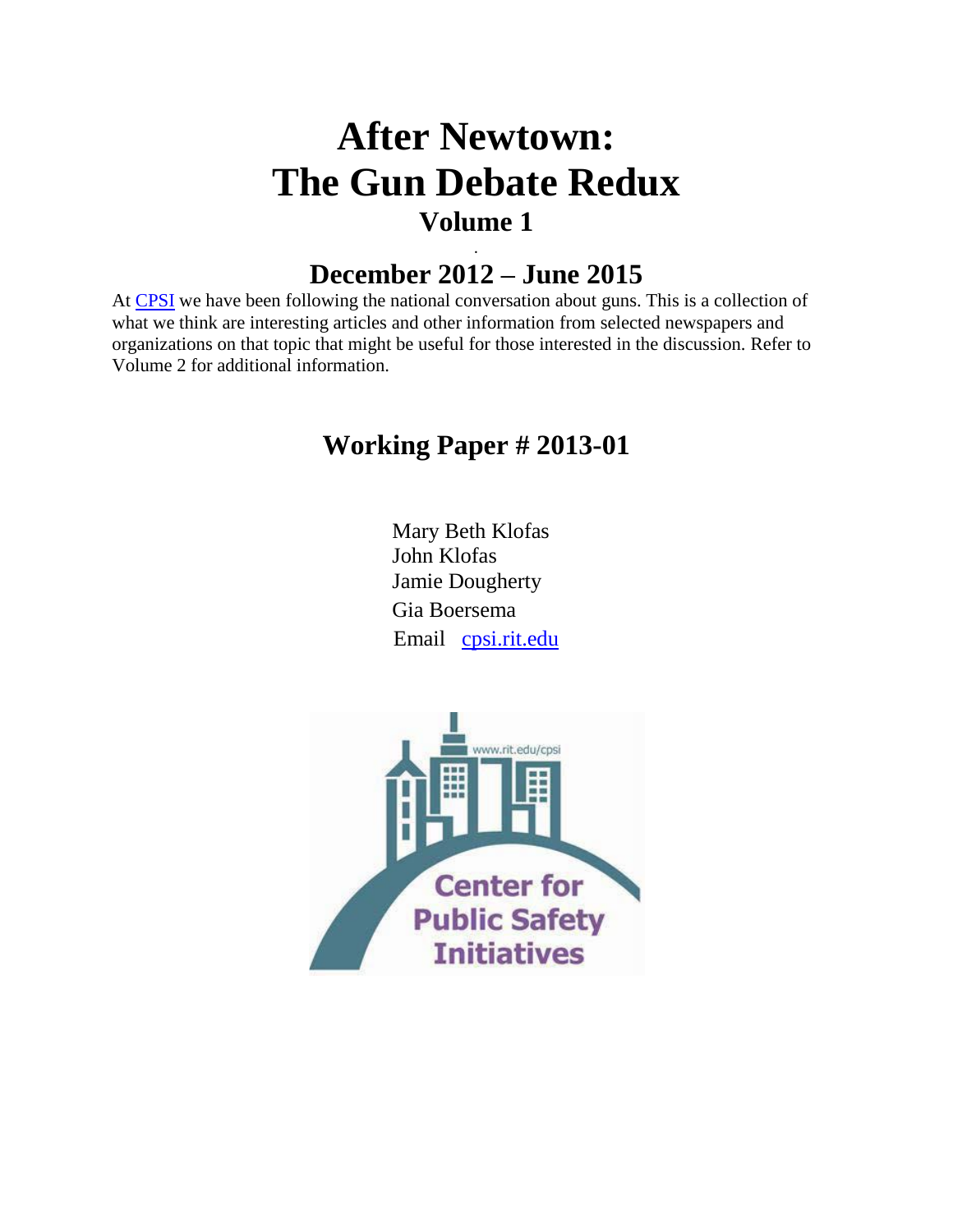# After Newtown:
# The Gun Debate Redux
## Volume 1

## December 2012 – June 2015

At CPSI we have been following the national conversation about guns. This is a collection of what we think are interesting articles and other information from selected newspapers and organizations on that topic that might be useful for those interested in the discussion. Refer to Volume 2 for additional information.

## Working Paper # 2013-01

Mary Beth Klofas
John Klofas
Jamie Dougherty
Gia Boersema
Email cpsi.rit.edu

www.rit.edu/cpsi

Center for Public Safety Initiatives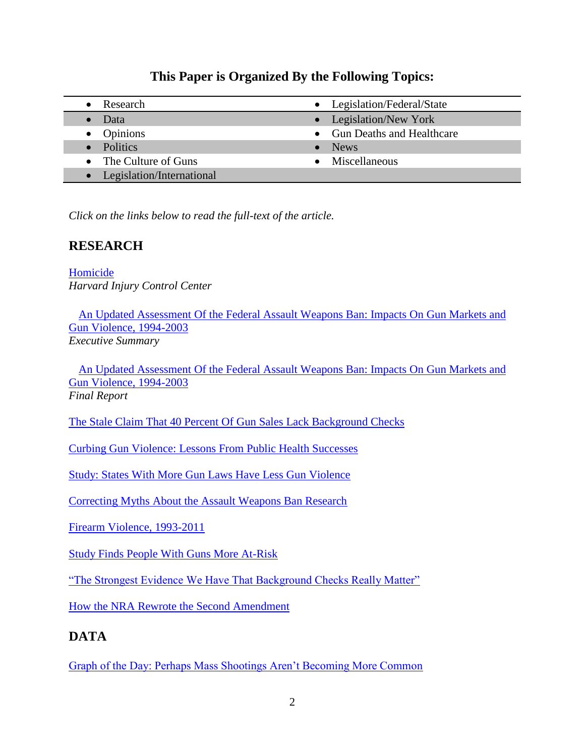## This Paper is Organized By the Following Topics:

| | |
|---|---|
| • Research | • Legislation/Federal/State |
| • Data | • Legislation/New York |
| • Opinions | • Gun Deaths and Healthcare |
| • Politics | • News |
| • The Culture of Guns | • Miscellaneous |
| • Legislation/International | |

*Click on the links below to read the full-text of the article.*

## RESEARCH

Homicide
*Harvard Injury Control Center*

An Updated Assessment Of the Federal Assault Weapons Ban: Impacts On Gun Markets and Gun Violence, 1994-2003
*Executive Summary*

An Updated Assessment Of the Federal Assault Weapons Ban: Impacts On Gun Markets and Gun Violence, 1994-2003
*Final Report*

The Stale Claim That 40 Percent Of Gun Sales Lack Background Checks

Curbing Gun Violence: Lessons From Public Health Successes

Study: States With More Gun Laws Have Less Gun Violence

Correcting Myths About the Assault Weapons Ban Research

Firearm Violence, 1993-2011

Study Finds People With Guns More At-Risk

"The Strongest Evidence We Have That Background Checks Really Matter"

How the NRA Rewrote the Second Amendment

## DATA

Graph of the Day: Perhaps Mass Shootings Aren't Becoming More Common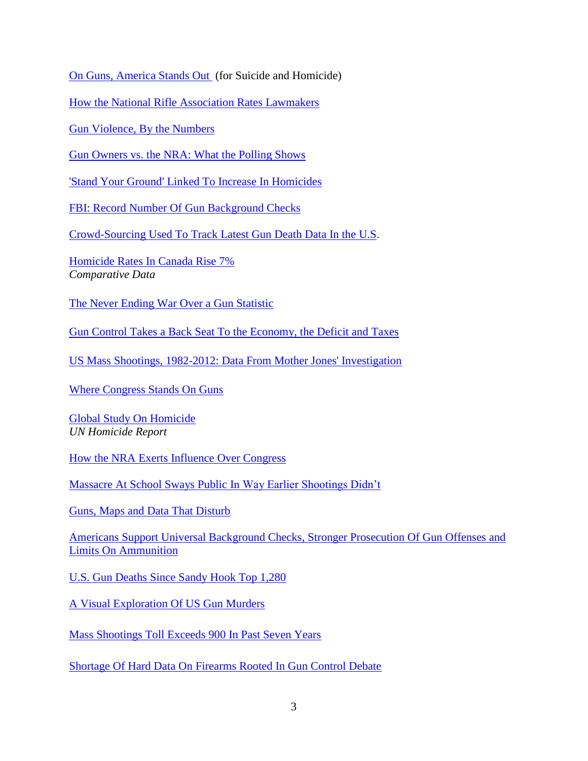On Guns, America Stands Out (for Suicide and Homicide)

How the National Rifle Association Rates Lawmakers

Gun Violence, By the Numbers

Gun Owners vs. the NRA: What the Polling Shows

'Stand Your Ground' Linked To Increase In Homicides

FBI: Record Number Of Gun Background Checks

Crowd-Sourcing Used To Track Latest Gun Death Data In the U.S.

Homicide Rates In Canada Rise 7%
*Comparative Data*

The Never Ending War Over a Gun Statistic

Gun Control Takes a Back Seat To the Economy, the Deficit and Taxes

US Mass Shootings, 1982-2012: Data From Mother Jones' Investigation

Where Congress Stands On Guns

Global Study On Homicide
*UN Homicide Report*

How the NRA Exerts Influence Over Congress

Massacre At School Sways Public In Way Earlier Shootings Didn't

Guns, Maps and Data That Disturb

Americans Support Universal Background Checks, Stronger Prosecution Of Gun Offenses and Limits On Ammunition

U.S. Gun Deaths Since Sandy Hook Top 1,280

A Visual Exploration Of US Gun Murders

Mass Shootings Toll Exceeds 900 In Past Seven Years

Shortage Of Hard Data On Firearms Rooted In Gun Control Debate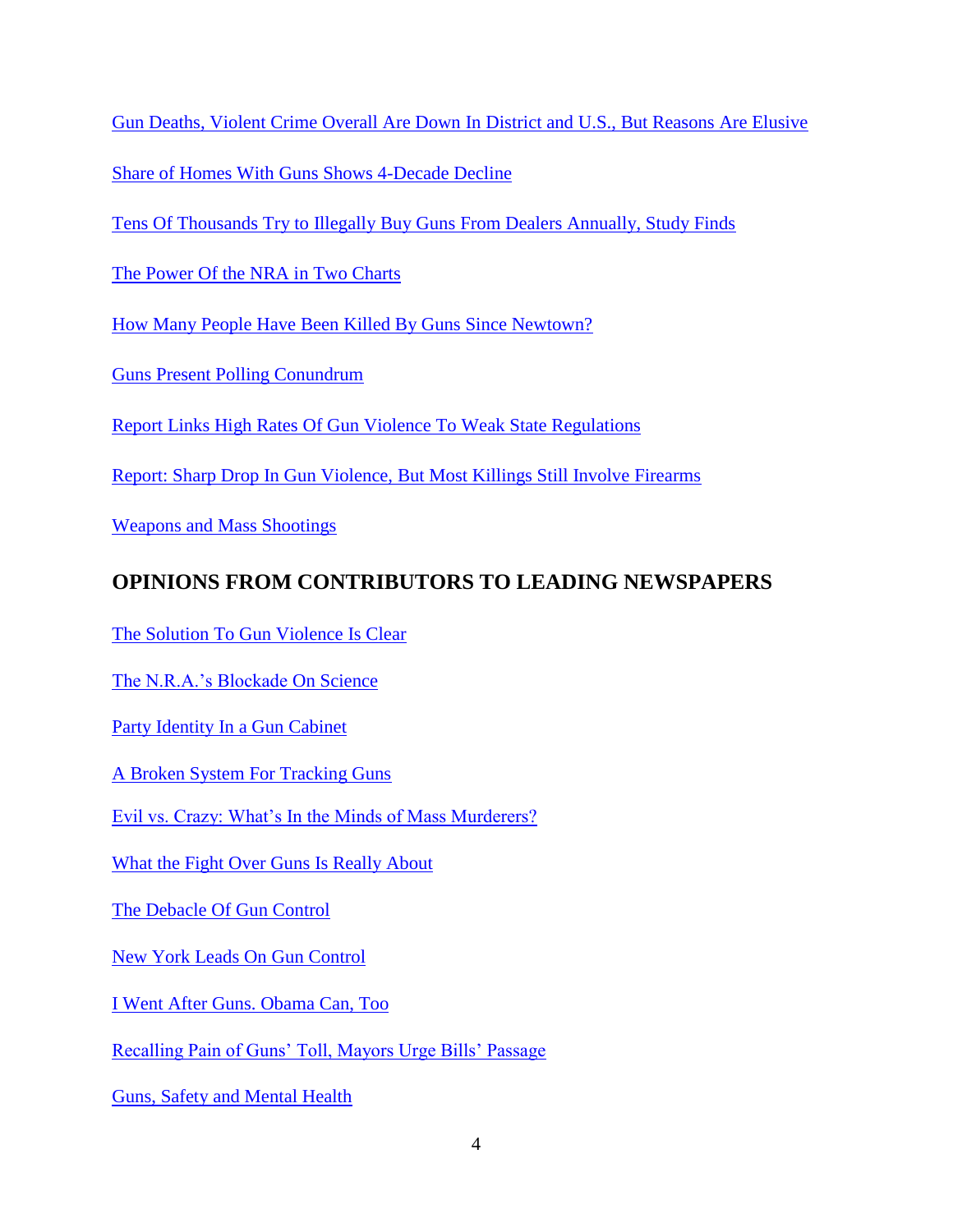Gun Deaths, Violent Crime Overall Are Down In District and U.S., But Reasons Are Elusive

Share of Homes With Guns Shows 4-Decade Decline

Tens Of Thousands Try to Illegally Buy Guns From Dealers Annually, Study Finds

The Power Of the NRA in Two Charts

How Many People Have Been Killed By Guns Since Newtown?

Guns Present Polling Conundrum

Report Links High Rates Of Gun Violence To Weak State Regulations

Report: Sharp Drop In Gun Violence, But Most Killings Still Involve Firearms

Weapons and Mass Shootings

## OPINIONS FROM CONTRIBUTORS TO LEADING NEWSPAPERS

The Solution To Gun Violence Is Clear

The N.R.A.'s Blockade On Science

Party Identity In a Gun Cabinet

A Broken System For Tracking Guns

Evil vs. Crazy: What's In the Minds of Mass Murderers?

What the Fight Over Guns Is Really About

The Debacle Of Gun Control

New York Leads On Gun Control

I Went After Guns. Obama Can, Too

Recalling Pain of Guns' Toll, Mayors Urge Bills' Passage

Guns, Safety and Mental Health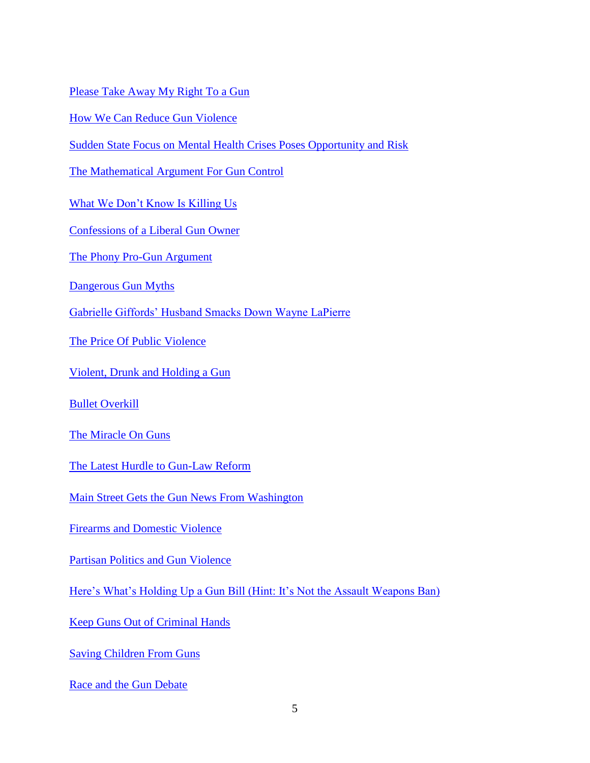Please Take Away My Right To a Gun

How We Can Reduce Gun Violence

Sudden State Focus on Mental Health Crises Poses Opportunity and Risk

The Mathematical Argument For Gun Control

What We Don't Know Is Killing Us

Confessions of a Liberal Gun Owner

The Phony Pro-Gun Argument

Dangerous Gun Myths

Gabrielle Giffords' Husband Smacks Down Wayne LaPierre

The Price Of Public Violence

Violent, Drunk and Holding a Gun

Bullet Overkill

The Miracle On Guns

The Latest Hurdle to Gun-Law Reform

Main Street Gets the Gun News From Washington

Firearms and Domestic Violence

Partisan Politics and Gun Violence

Here's What's Holding Up a Gun Bill (Hint: It's Not the Assault Weapons Ban)

Keep Guns Out of Criminal Hands

Saving Children From Guns

Race and the Gun Debate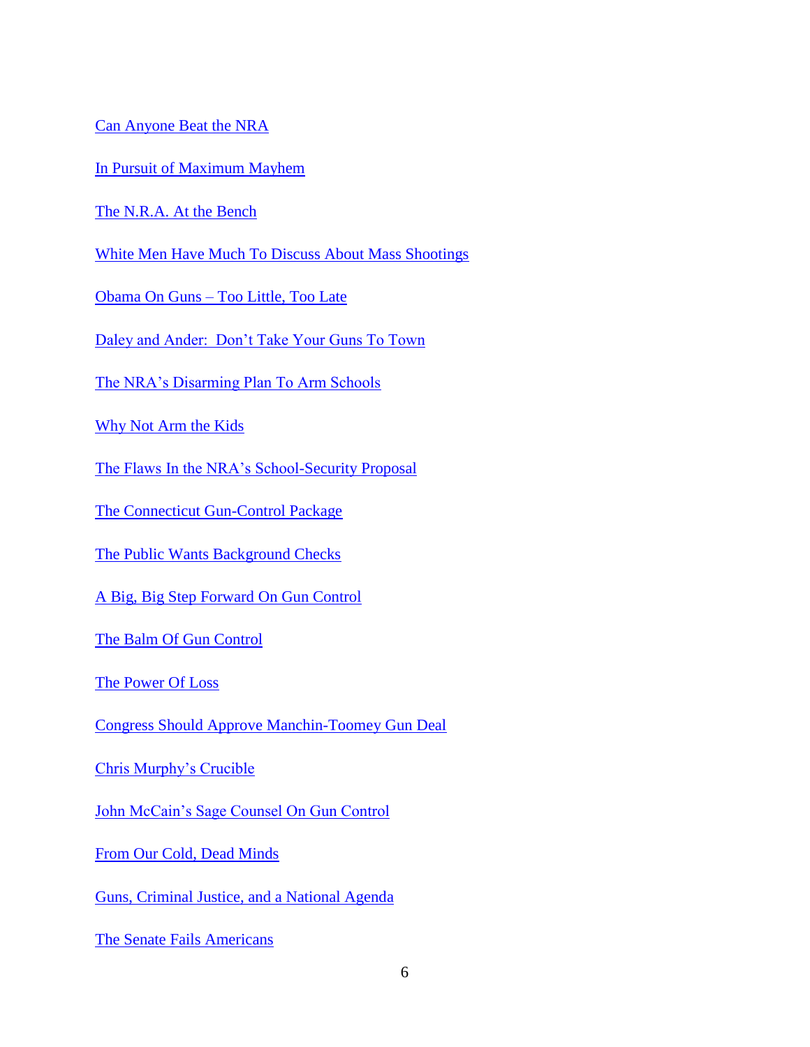Can Anyone Beat the NRA

In Pursuit of Maximum Mayhem

The N.R.A. At the Bench

White Men Have Much To Discuss About Mass Shootings

Obama On Guns – Too Little, Too Late

Daley and Ander: Don't Take Your Guns To Town

The NRA's Disarming Plan To Arm Schools

Why Not Arm the Kids

The Flaws In the NRA's School-Security Proposal

The Connecticut Gun-Control Package

The Public Wants Background Checks

A Big, Big Step Forward On Gun Control

The Balm Of Gun Control

The Power Of Loss

Congress Should Approve Manchin-Toomey Gun Deal

Chris Murphy's Crucible

John McCain's Sage Counsel On Gun Control

From Our Cold, Dead Minds

Guns, Criminal Justice, and a National Agenda

The Senate Fails Americans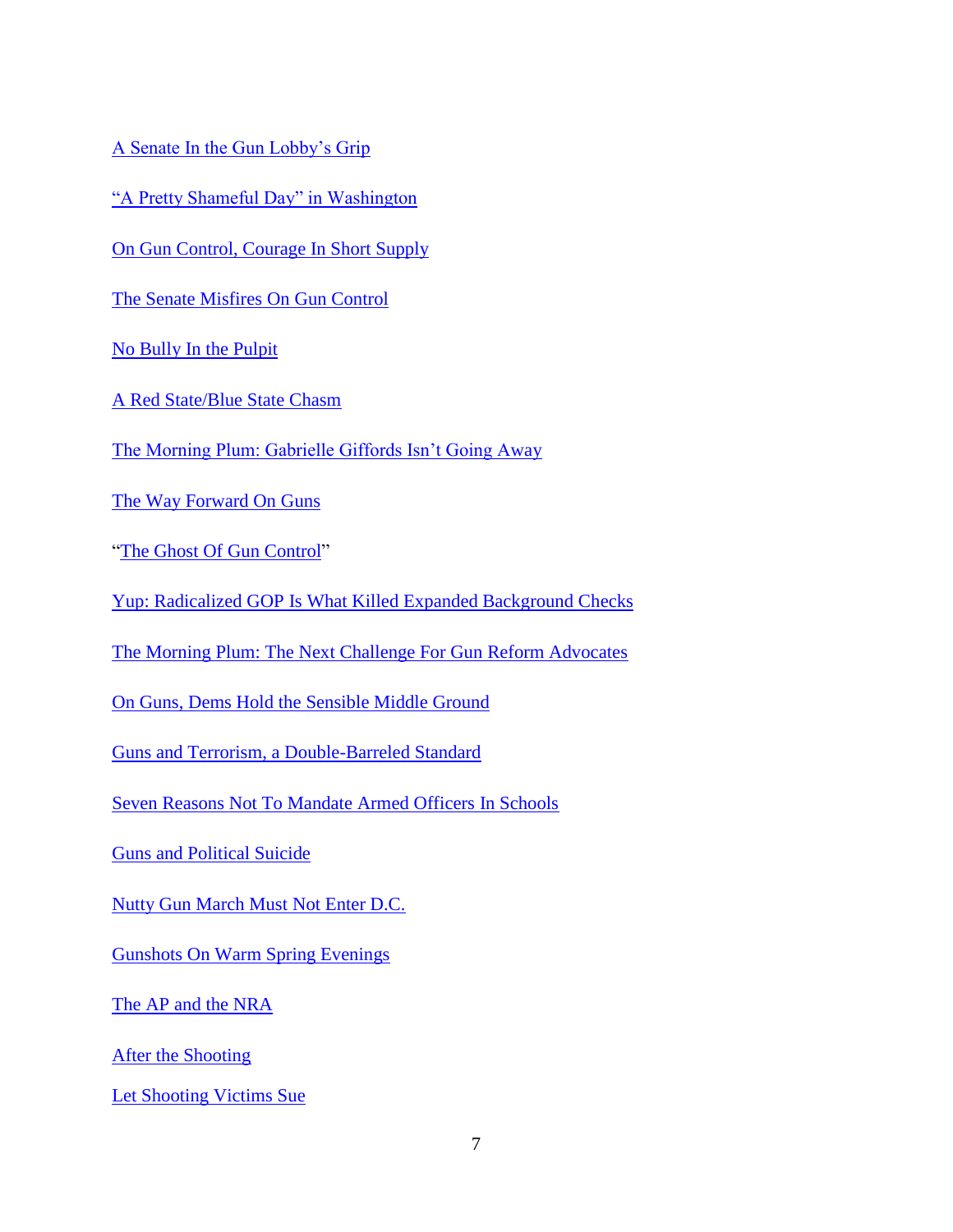A Senate In the Gun Lobby's Grip

"A Pretty Shameful Day" in Washington

On Gun Control, Courage In Short Supply

The Senate Misfires On Gun Control

No Bully In the Pulpit

A Red State/Blue State Chasm

The Morning Plum: Gabrielle Giffords Isn't Going Away

The Way Forward On Guns

"The Ghost Of Gun Control"

Yup: Radicalized GOP Is What Killed Expanded Background Checks

The Morning Plum: The Next Challenge For Gun Reform Advocates

On Guns, Dems Hold the Sensible Middle Ground

Guns and Terrorism, a Double-Barreled Standard

Seven Reasons Not To Mandate Armed Officers In Schools

Guns and Political Suicide

Nutty Gun March Must Not Enter D.C.

Gunshots On Warm Spring Evenings

The AP and the NRA

After the Shooting

Let Shooting Victims Sue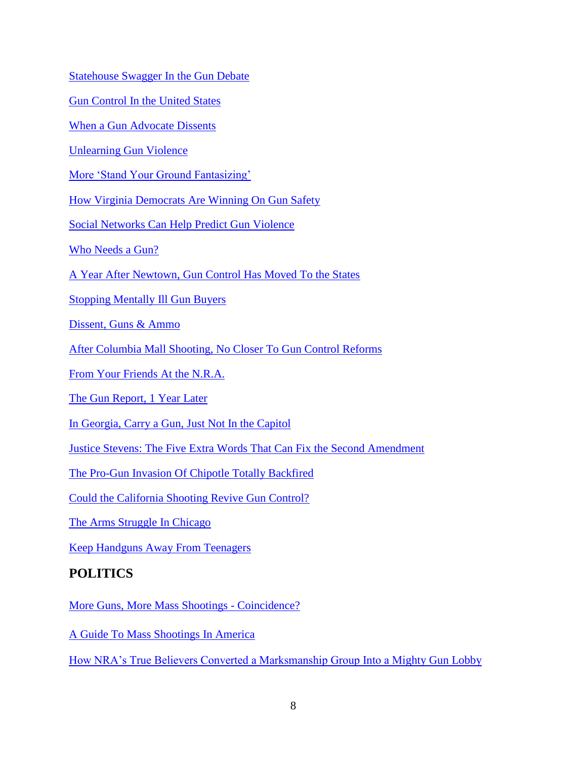Statehouse Swagger In the Gun Debate

Gun Control In the United States

When a Gun Advocate Dissents

Unlearning Gun Violence

More 'Stand Your Ground Fantasizing'

How Virginia Democrats Are Winning On Gun Safety

Social Networks Can Help Predict Gun Violence

Who Needs a Gun?

A Year After Newtown, Gun Control Has Moved To the States

Stopping Mentally Ill Gun Buyers

Dissent, Guns & Ammo

After Columbia Mall Shooting, No Closer To Gun Control Reforms

From Your Friends At the N.R.A.

The Gun Report, 1 Year Later

In Georgia, Carry a Gun, Just Not In the Capitol

Justice Stevens: The Five Extra Words That Can Fix the Second Amendment

The Pro-Gun Invasion Of Chipotle Totally Backfired

Could the California Shooting Revive Gun Control?

The Arms Struggle In Chicago

Keep Handguns Away From Teenagers

## POLITICS

More Guns, More Mass Shootings - Coincidence?

A Guide To Mass Shootings In America

How NRA's True Believers Converted a Marksmanship Group Into a Mighty Gun Lobby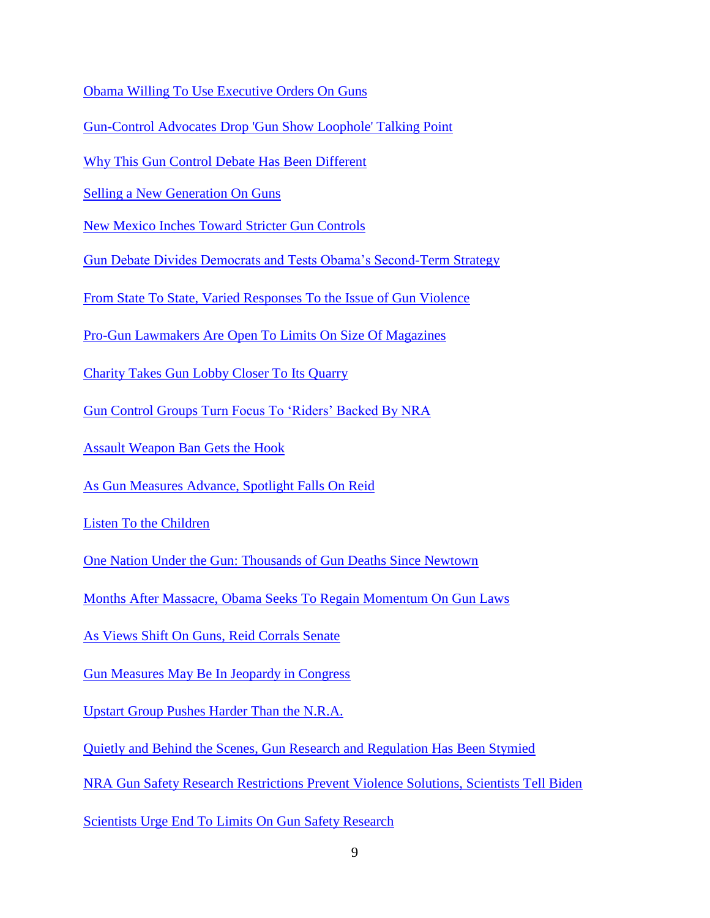Obama Willing To Use Executive Orders On Guns

Gun-Control Advocates Drop 'Gun Show Loophole' Talking Point

Why This Gun Control Debate Has Been Different

Selling a New Generation On Guns

New Mexico Inches Toward Stricter Gun Controls

Gun Debate Divides Democrats and Tests Obama's Second-Term Strategy

From State To State, Varied Responses To the Issue of Gun Violence

Pro-Gun Lawmakers Are Open To Limits On Size Of Magazines

Charity Takes Gun Lobby Closer To Its Quarry

Gun Control Groups Turn Focus To 'Riders' Backed By NRA

Assault Weapon Ban Gets the Hook

As Gun Measures Advance, Spotlight Falls On Reid

Listen To the Children

One Nation Under the Gun: Thousands of Gun Deaths Since Newtown

Months After Massacre, Obama Seeks To Regain Momentum On Gun Laws

As Views Shift On Guns, Reid Corrals Senate

Gun Measures May Be In Jeopardy in Congress

Upstart Group Pushes Harder Than the N.R.A.

Quietly and Behind the Scenes, Gun Research and Regulation Has Been Stymied

NRA Gun Safety Research Restrictions Prevent Violence Solutions, Scientists Tell Biden

Scientists Urge End To Limits On Gun Safety Research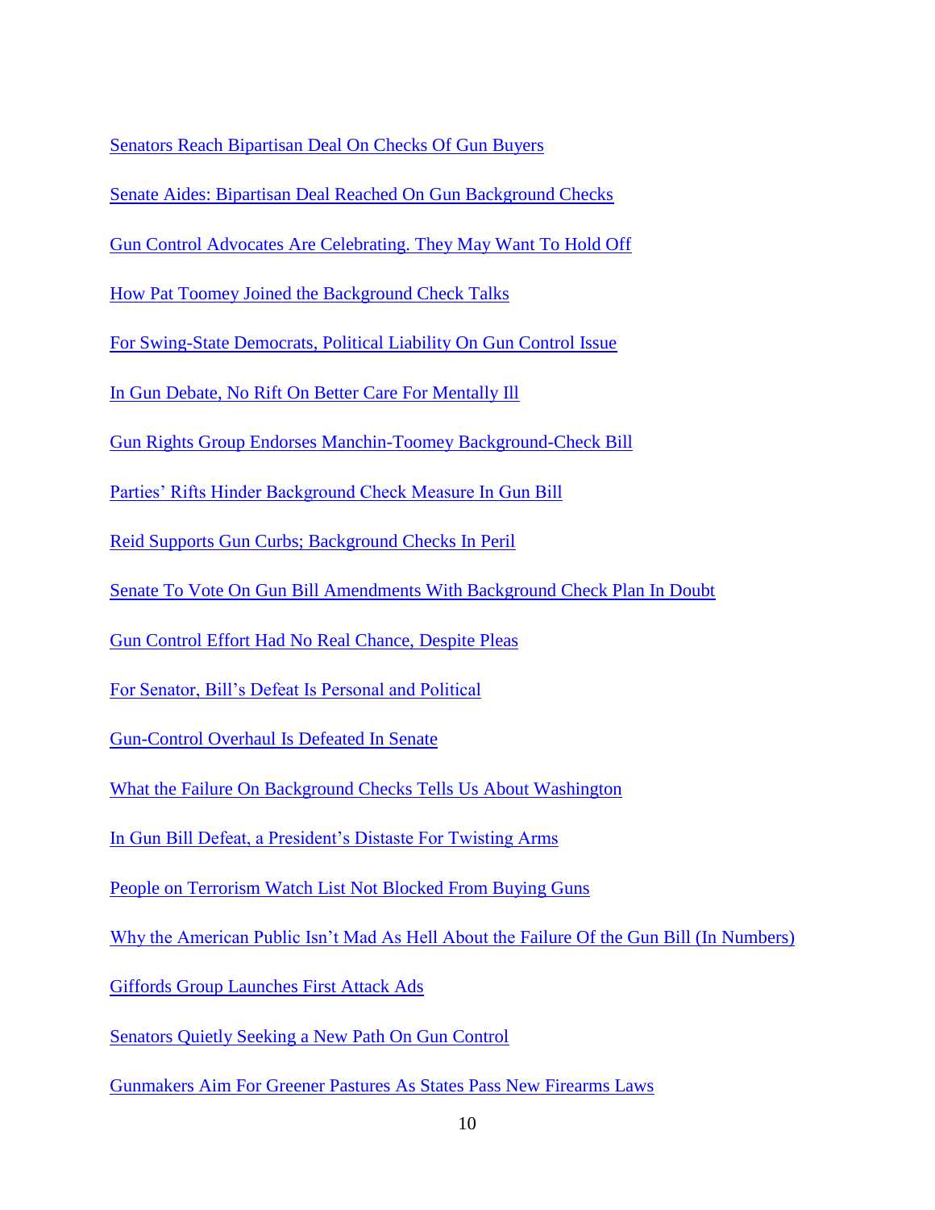Senators Reach Bipartisan Deal On Checks Of Gun Buyers

Senate Aides: Bipartisan Deal Reached On Gun Background Checks

Gun Control Advocates Are Celebrating. They May Want To Hold Off

How Pat Toomey Joined the Background Check Talks

For Swing-State Democrats, Political Liability On Gun Control Issue

In Gun Debate, No Rift On Better Care For Mentally Ill

Gun Rights Group Endorses Manchin-Toomey Background-Check Bill

Parties' Rifts Hinder Background Check Measure In Gun Bill

Reid Supports Gun Curbs; Background Checks In Peril

Senate To Vote On Gun Bill Amendments With Background Check Plan In Doubt

Gun Control Effort Had No Real Chance, Despite Pleas

For Senator, Bill's Defeat Is Personal and Political

Gun-Control Overhaul Is Defeated In Senate

What the Failure On Background Checks Tells Us About Washington

In Gun Bill Defeat, a President's Distaste For Twisting Arms

People on Terrorism Watch List Not Blocked From Buying Guns

Why the American Public Isn't Mad As Hell About the Failure Of the Gun Bill (In Numbers)

Giffords Group Launches First Attack Ads

Senators Quietly Seeking a New Path On Gun Control

Gunmakers Aim For Greener Pastures As States Pass New Firearms Laws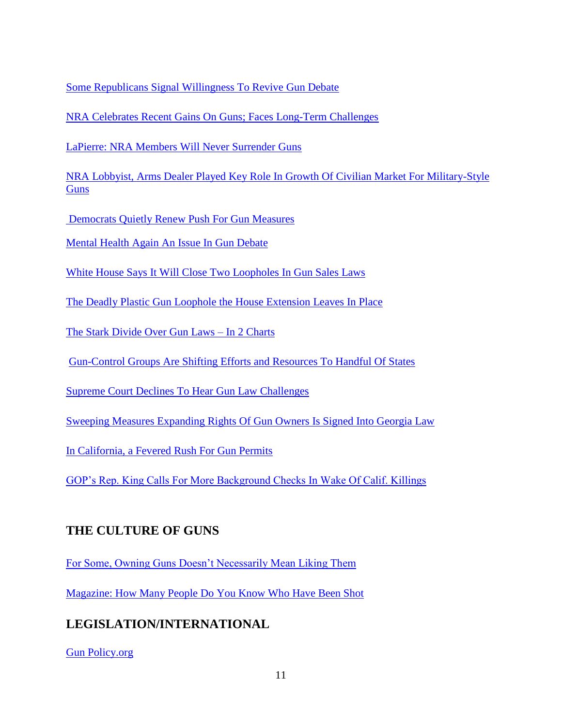Some Republicans Signal Willingness To Revive Gun Debate

NRA Celebrates Recent Gains On Guns; Faces Long-Term Challenges

LaPierre: NRA Members Will Never Surrender Guns

NRA Lobbyist, Arms Dealer Played Key Role In Growth Of Civilian Market For Military-Style Guns

Democrats Quietly Renew Push For Gun Measures

Mental Health Again An Issue In Gun Debate

White House Says It Will Close Two Loopholes In Gun Sales Laws

The Deadly Plastic Gun Loophole the House Extension Leaves In Place

The Stark Divide Over Gun Laws – In 2 Charts

Gun-Control Groups Are Shifting Efforts and Resources To Handful Of States

Supreme Court Declines To Hear Gun Law Challenges

Sweeping Measures Expanding Rights Of Gun Owners Is Signed Into Georgia Law

In California, a Fevered Rush For Gun Permits

GOP's Rep. King Calls For More Background Checks In Wake Of Calif. Killings

## THE CULTURE OF GUNS

For Some, Owning Guns Doesn't Necessarily Mean Liking Them

Magazine: How Many People Do You Know Who Have Been Shot

## LEGISLATION/INTERNATIONAL

Gun Policy.org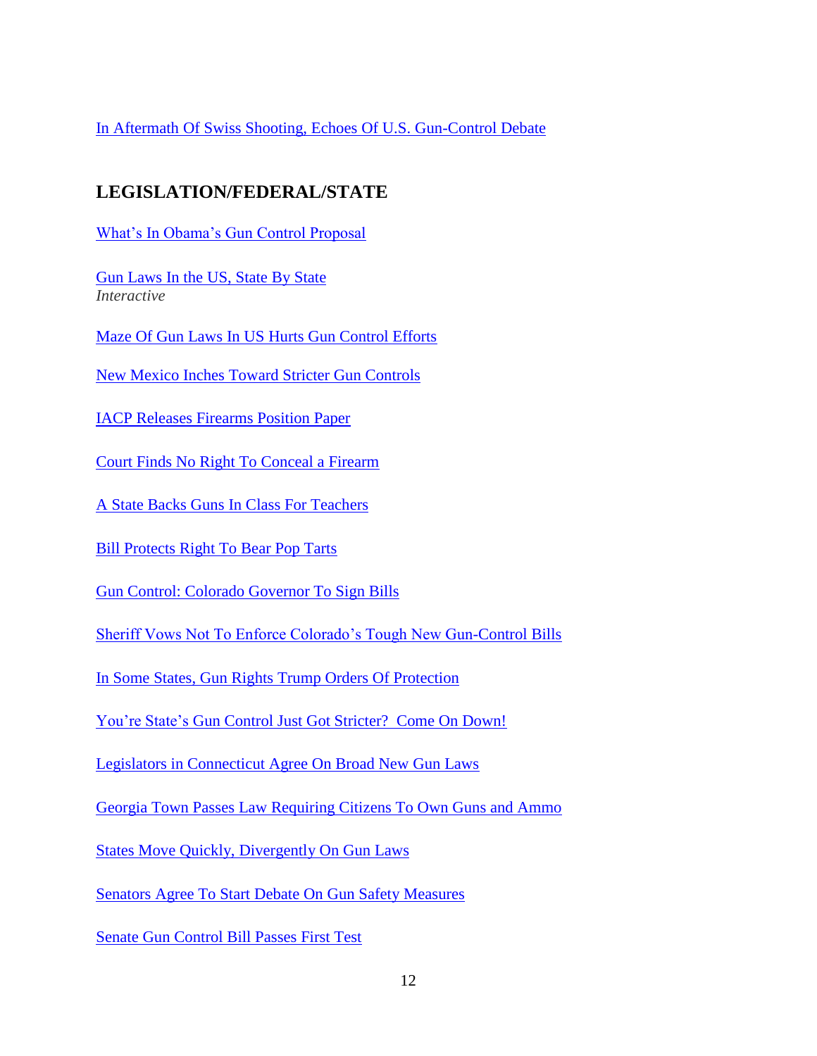In Aftermath Of Swiss Shooting, Echoes Of U.S. Gun-Control Debate

## LEGISLATION/FEDERAL/STATE

What's In Obama's Gun Control Proposal

Gun Laws In the US, State By State
*Interactive*

Maze Of Gun Laws In US Hurts Gun Control Efforts

New Mexico Inches Toward Stricter Gun Controls

IACP Releases Firearms Position Paper

Court Finds No Right To Conceal a Firearm

A State Backs Guns In Class For Teachers

Bill Protects Right To Bear Pop Tarts

Gun Control: Colorado Governor To Sign Bills

Sheriff Vows Not To Enforce Colorado's Tough New Gun-Control Bills

In Some States, Gun Rights Trump Orders Of Protection

You're State's Gun Control Just Got Stricter? Come On Down!

Legislators in Connecticut Agree On Broad New Gun Laws

Georgia Town Passes Law Requiring Citizens To Own Guns and Ammo

States Move Quickly, Divergently On Gun Laws

Senators Agree To Start Debate On Gun Safety Measures

Senate Gun Control Bill Passes First Test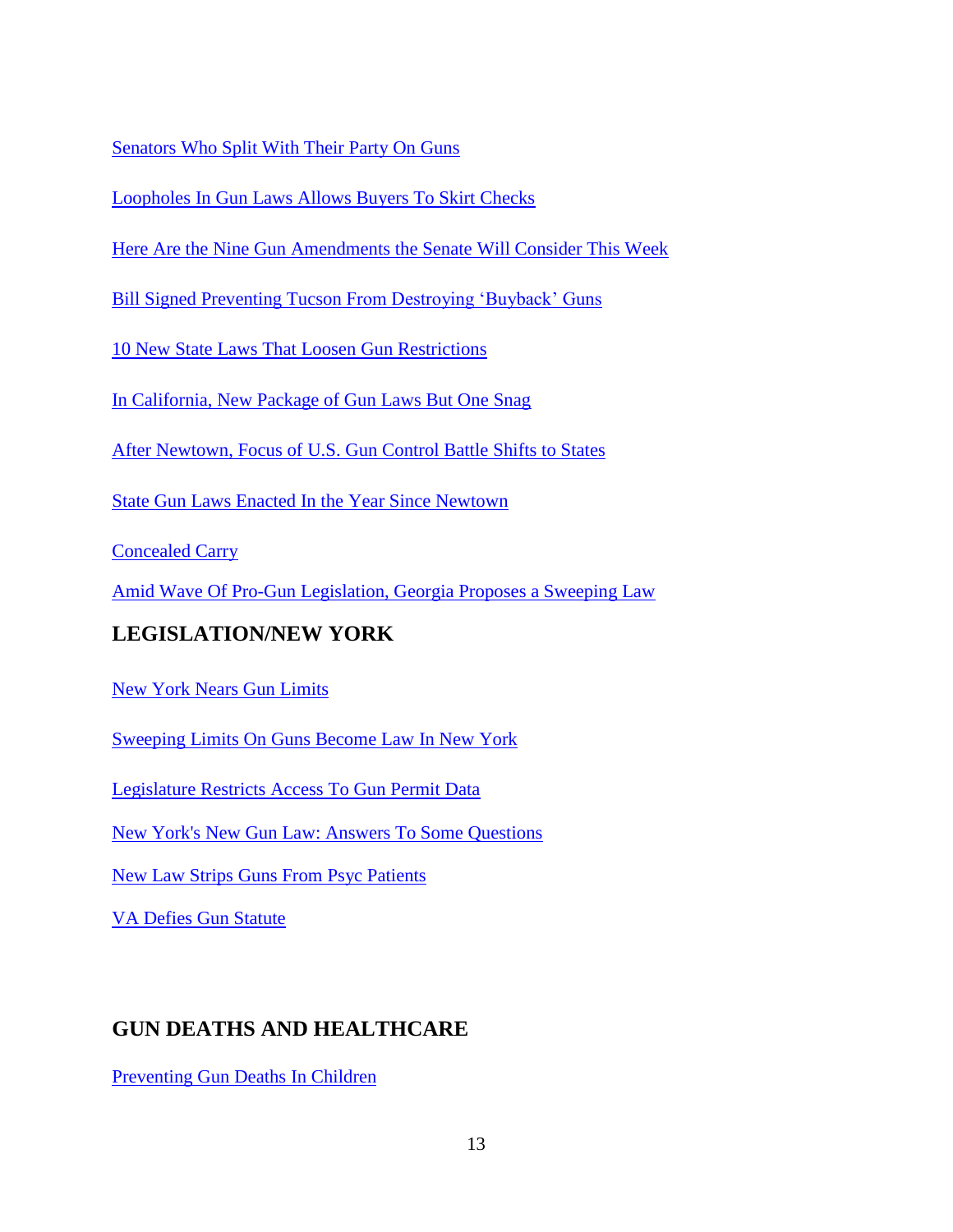Senators Who Split With Their Party On Guns

Loopholes In Gun Laws Allows Buyers To Skirt Checks

Here Are the Nine Gun Amendments the Senate Will Consider This Week

Bill Signed Preventing Tucson From Destroying 'Buyback' Guns

10 New State Laws That Loosen Gun Restrictions

In California, New Package of Gun Laws But One Snag

After Newtown, Focus of U.S. Gun Control Battle Shifts to States

State Gun Laws Enacted In the Year Since Newtown

Concealed Carry

Amid Wave Of Pro-Gun Legislation, Georgia Proposes a Sweeping Law

## LEGISLATION/NEW YORK

New York Nears Gun Limits

Sweeping Limits On Guns Become Law In New York

Legislature Restricts Access To Gun Permit Data

New York's New Gun Law: Answers To Some Questions

New Law Strips Guns From Psyc Patients

VA Defies Gun Statute

## GUN DEATHS AND HEALTHCARE

Preventing Gun Deaths In Children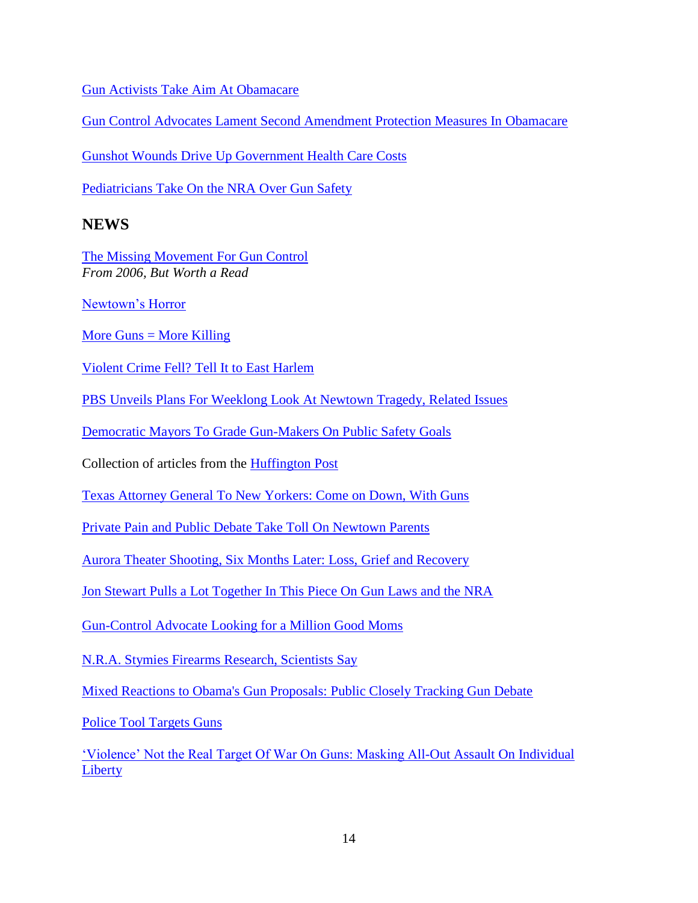Gun Activists Take Aim At Obamacare

Gun Control Advocates Lament Second Amendment Protection Measures In Obamacare

Gunshot Wounds Drive Up Government Health Care Costs

Pediatricians Take On the NRA Over Gun Safety

## NEWS

The Missing Movement For Gun Control
*From 2006, But Worth a Read*

Newtown's Horror

More Guns = More Killing

Violent Crime Fell? Tell It to East Harlem

PBS Unveils Plans For Weeklong Look At Newtown Tragedy, Related Issues

Democratic Mayors To Grade Gun-Makers On Public Safety Goals

Collection of articles from the Huffington Post

Texas Attorney General To New Yorkers: Come on Down, With Guns

Private Pain and Public Debate Take Toll On Newtown Parents

Aurora Theater Shooting, Six Months Later: Loss, Grief and Recovery

Jon Stewart Pulls a Lot Together In This Piece On Gun Laws and the NRA

Gun-Control Advocate Looking for a Million Good Moms

N.R.A. Stymies Firearms Research, Scientists Say

Mixed Reactions to Obama's Gun Proposals: Public Closely Tracking Gun Debate

Police Tool Targets Guns

'Violence' Not the Real Target Of War On Guns: Masking All-Out Assault On Individual Liberty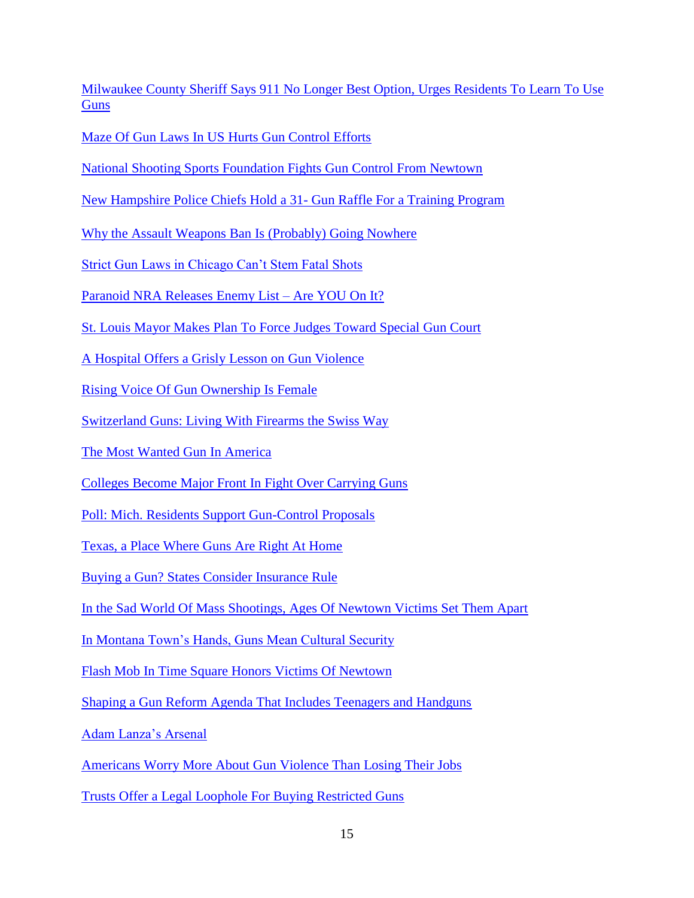Milwaukee County Sheriff Says 911 No Longer Best Option, Urges Residents To Learn To Use Guns

Maze Of Gun Laws In US Hurts Gun Control Efforts

National Shooting Sports Foundation Fights Gun Control From Newtown

New Hampshire Police Chiefs Hold a 31- Gun Raffle For a Training Program

Why the Assault Weapons Ban Is (Probably) Going Nowhere

Strict Gun Laws in Chicago Can't Stem Fatal Shots

Paranoid NRA Releases Enemy List – Are YOU On It?

St. Louis Mayor Makes Plan To Force Judges Toward Special Gun Court

A Hospital Offers a Grisly Lesson on Gun Violence

Rising Voice Of Gun Ownership Is Female

Switzerland Guns: Living With Firearms the Swiss Way

The Most Wanted Gun In America

Colleges Become Major Front In Fight Over Carrying Guns

Poll: Mich. Residents Support Gun-Control Proposals

Texas, a Place Where Guns Are Right At Home

Buying a Gun? States Consider Insurance Rule

In the Sad World Of Mass Shootings, Ages Of Newtown Victims Set Them Apart

In Montana Town's Hands, Guns Mean Cultural Security

Flash Mob In Time Square Honors Victims Of Newtown

Shaping a Gun Reform Agenda That Includes Teenagers and Handguns

Adam Lanza's Arsenal

Americans Worry More About Gun Violence Than Losing Their Jobs

Trusts Offer a Legal Loophole For Buying Restricted Guns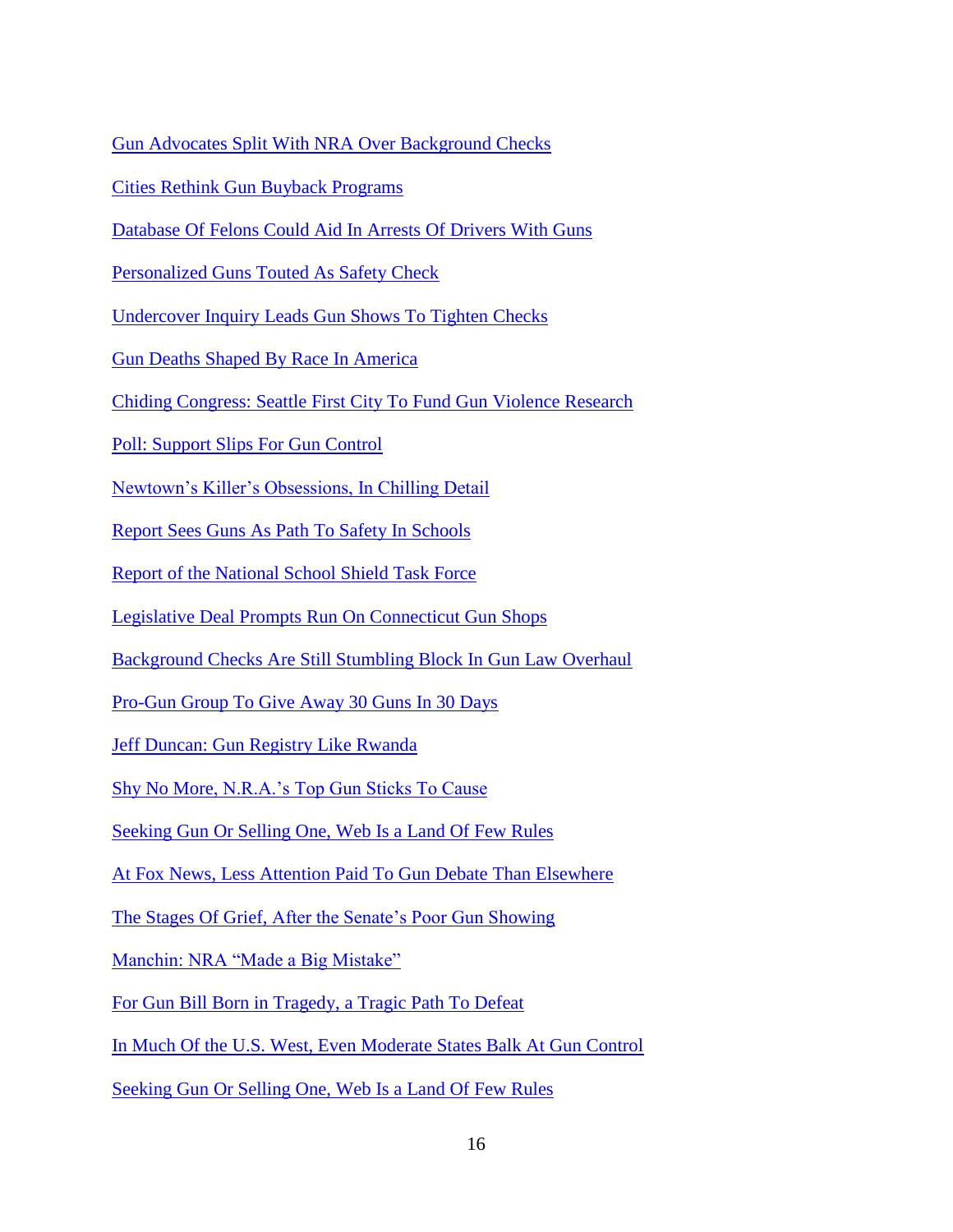Gun Advocates Split With NRA Over Background Checks

Cities Rethink Gun Buyback Programs

Database Of Felons Could Aid In Arrests Of Drivers With Guns

Personalized Guns Touted As Safety Check

Undercover Inquiry Leads Gun Shows To Tighten Checks

Gun Deaths Shaped By Race In America

Chiding Congress: Seattle First City To Fund Gun Violence Research

Poll: Support Slips For Gun Control

Newtown's Killer's Obsessions, In Chilling Detail

Report Sees Guns As Path To Safety In Schools

Report of the National School Shield Task Force

Legislative Deal Prompts Run On Connecticut Gun Shops

Background Checks Are Still Stumbling Block In Gun Law Overhaul

Pro-Gun Group To Give Away 30 Guns In 30 Days

Jeff Duncan: Gun Registry Like Rwanda

Shy No More, N.R.A.'s Top Gun Sticks To Cause

Seeking Gun Or Selling One, Web Is a Land Of Few Rules

At Fox News, Less Attention Paid To Gun Debate Than Elsewhere

The Stages Of Grief, After the Senate's Poor Gun Showing

Manchin: NRA "Made a Big Mistake"

For Gun Bill Born in Tragedy, a Tragic Path To Defeat

In Much Of the U.S. West, Even Moderate States Balk At Gun Control

Seeking Gun Or Selling One, Web Is a Land Of Few Rules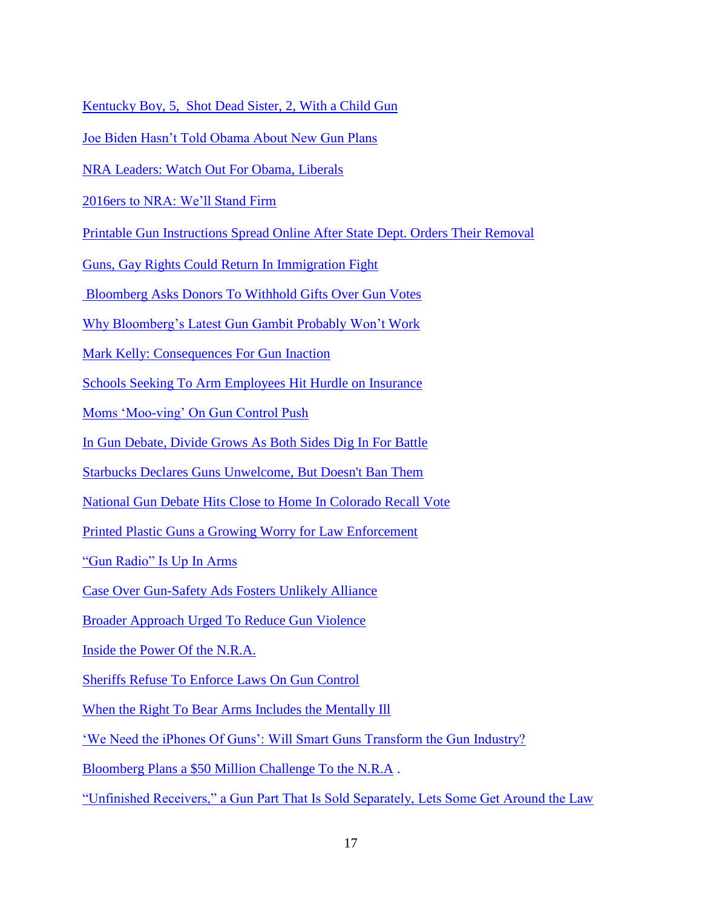Kentucky Boy, 5,  Shot Dead Sister, 2, With a Child Gun

Joe Biden Hasn't Told Obama About New Gun Plans

NRA Leaders: Watch Out For Obama, Liberals

2016ers to NRA: We'll Stand Firm

Printable Gun Instructions Spread Online After State Dept. Orders Their Removal

Guns, Gay Rights Could Return In Immigration Fight

Bloomberg Asks Donors To Withhold Gifts Over Gun Votes

Why Bloomberg's Latest Gun Gambit Probably Won't Work

Mark Kelly: Consequences For Gun Inaction

Schools Seeking To Arm Employees Hit Hurdle on Insurance

Moms 'Moo-ving' On Gun Control Push

In Gun Debate, Divide Grows As Both Sides Dig In For Battle

Starbucks Declares Guns Unwelcome, But Doesn't Ban Them

National Gun Debate Hits Close to Home In Colorado Recall Vote

Printed Plastic Guns a Growing Worry for Law Enforcement

"Gun Radio" Is Up In Arms

Case Over Gun-Safety Ads Fosters Unlikely Alliance

Broader Approach Urged To Reduce Gun Violence

Inside the Power Of the N.R.A.

Sheriffs Refuse To Enforce Laws On Gun Control

When the Right To Bear Arms Includes the Mentally Ill

'We Need the iPhones Of Guns': Will Smart Guns Transform the Gun Industry?

Bloomberg Plans a $50 Million Challenge To the N.R.A .

"Unfinished Receivers," a Gun Part That Is Sold Separately, Lets Some Get Around the Law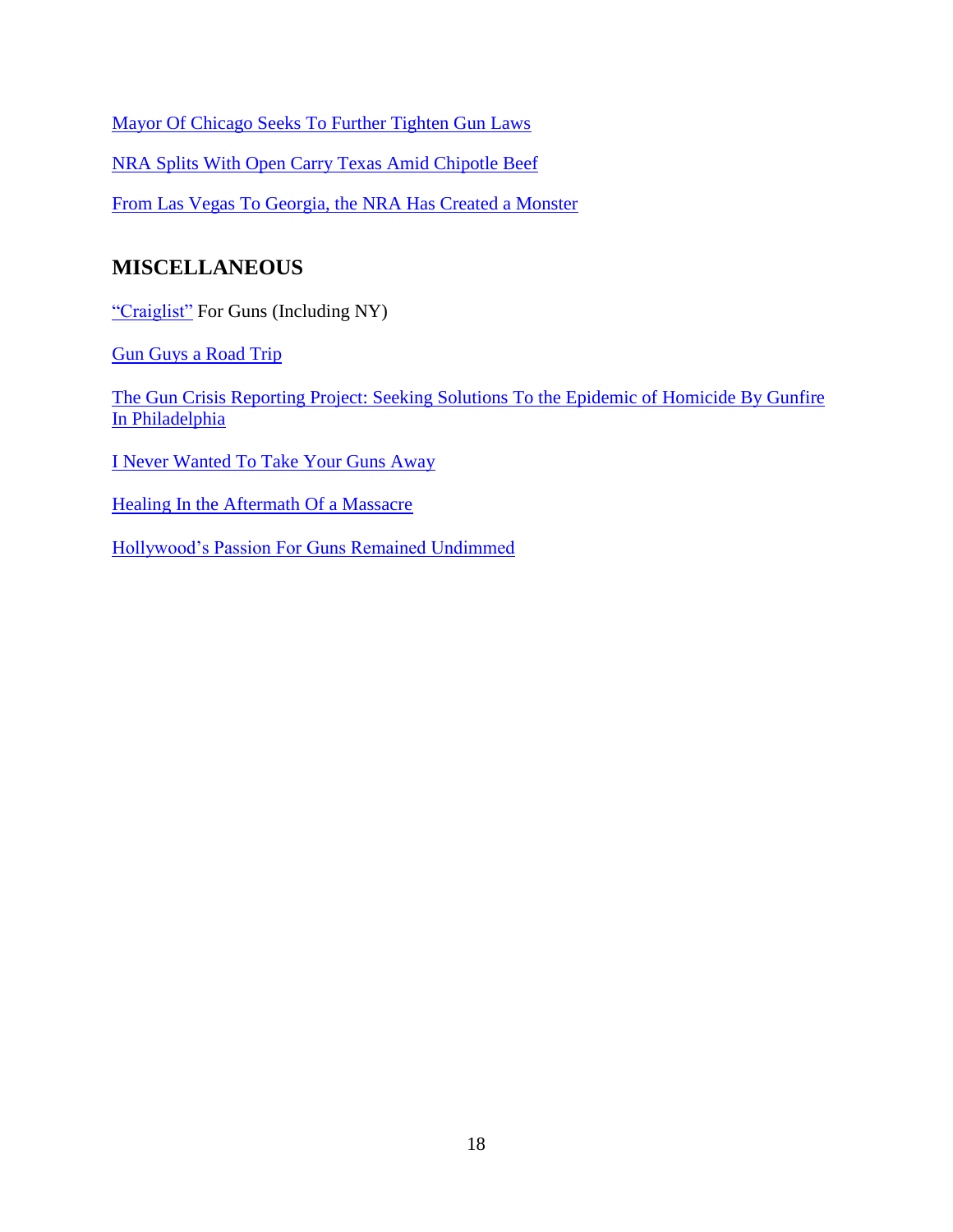Mayor Of Chicago Seeks To Further Tighten Gun Laws

NRA Splits With Open Carry Texas Amid Chipotle Beef

From Las Vegas To Georgia, the NRA Has Created a Monster

## MISCELLANEOUS

"Craiglist" For Guns (Including NY)

Gun Guys a Road Trip

The Gun Crisis Reporting Project: Seeking Solutions To the Epidemic of Homicide By Gunfire In Philadelphia

I Never Wanted To Take Your Guns Away

Healing In the Aftermath Of a Massacre

Hollywood's Passion For Guns Remained Undimmed